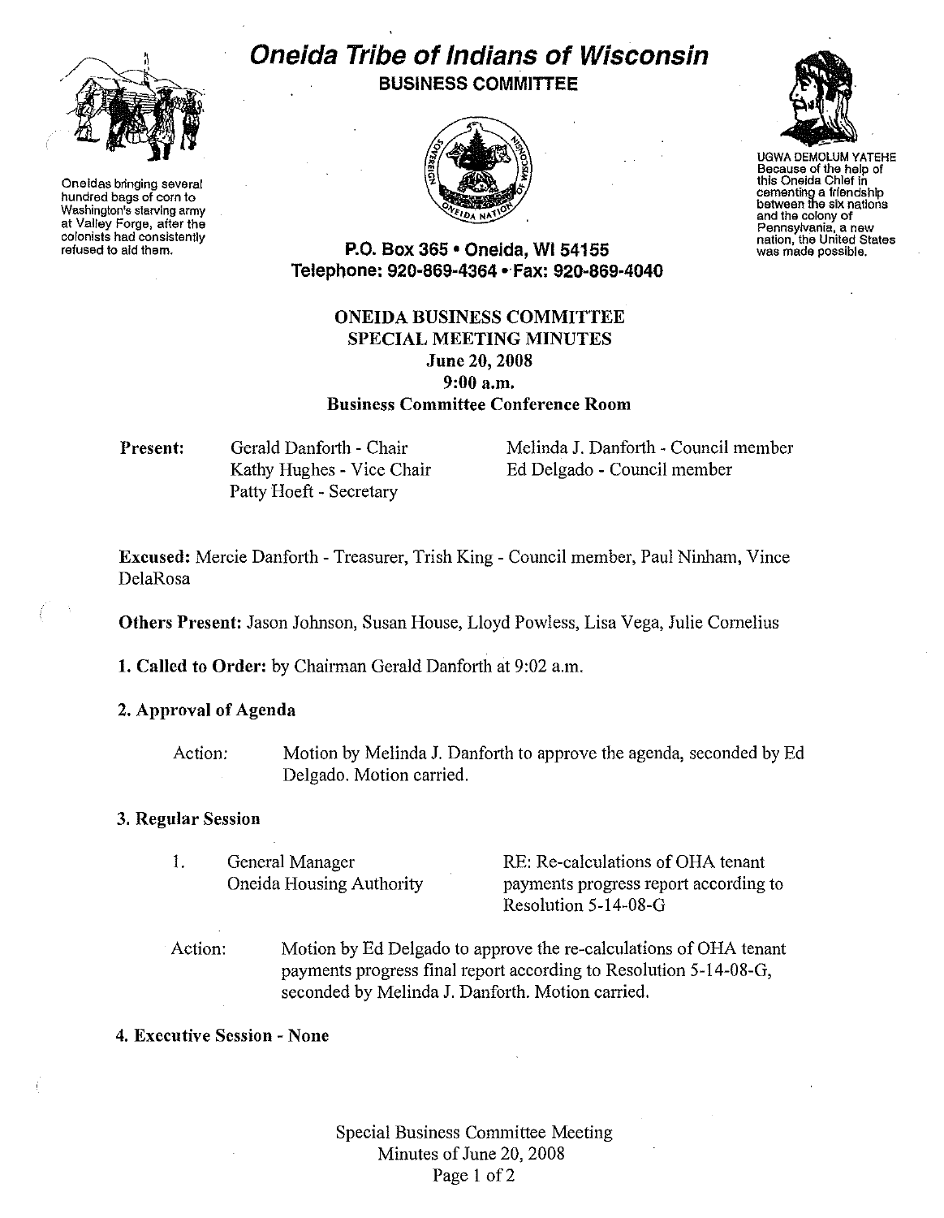# Oneida Tribe of Indians of Wisconsin

**BUSINESS COMMITTEE**

Oneidas bringing several hundred bags of corn to Washington's starving army at Valley Forge, after the colonists had consistently refused to aid them.

UGWA DEMOLUM YATEHE
Because of the help of this Oneida Chief in cementing a friendship between the six nations and the colony of Pennsylvania, a new nation, the United States was made possible.

**P.O. Box 365 • Oneida, WI 54155**
**Telephone: 920-869-4364 • Fax: 920-869-4040**

## ONEIDA BUSINESS COMMITTEE
## SPECIAL MEETING MINUTES
**June 20, 2008**
**9:00 a.m.**
**Business Committee Conference Room**

**Present:**
Gerald Danforth - Chair
Kathy Hughes - Vice Chair
Patty Hoeft - Secretary
Melinda J. Danforth - Council member
Ed Delgado - Council member

**Excused:** Mercie Danforth - Treasurer, Trish King - Council member, Paul Ninham, Vince DelaRosa

**Others Present:** Jason Johnson, Susan House, Lloyd Powless, Lisa Vega, Julie Cornelius

**1. Called to Order:** by Chairman Gerald Danforth at 9:02 a.m.

**2. Approval of Agenda**

Action: Motion by Melinda J. Danforth to approve the agenda, seconded by Ed Delgado. Motion carried.

**3. Regular Session**

1. General Manager, Oneida Housing Authority — RE: Re-calculations of OHA tenant payments progress report according to Resolution 5-14-08-G

Action: Motion by Ed Delgado to approve the re-calculations of OHA tenant payments progress final report according to Resolution 5-14-08-G, seconded by Melinda J. Danforth. Motion carried.

**4. Executive Session - None**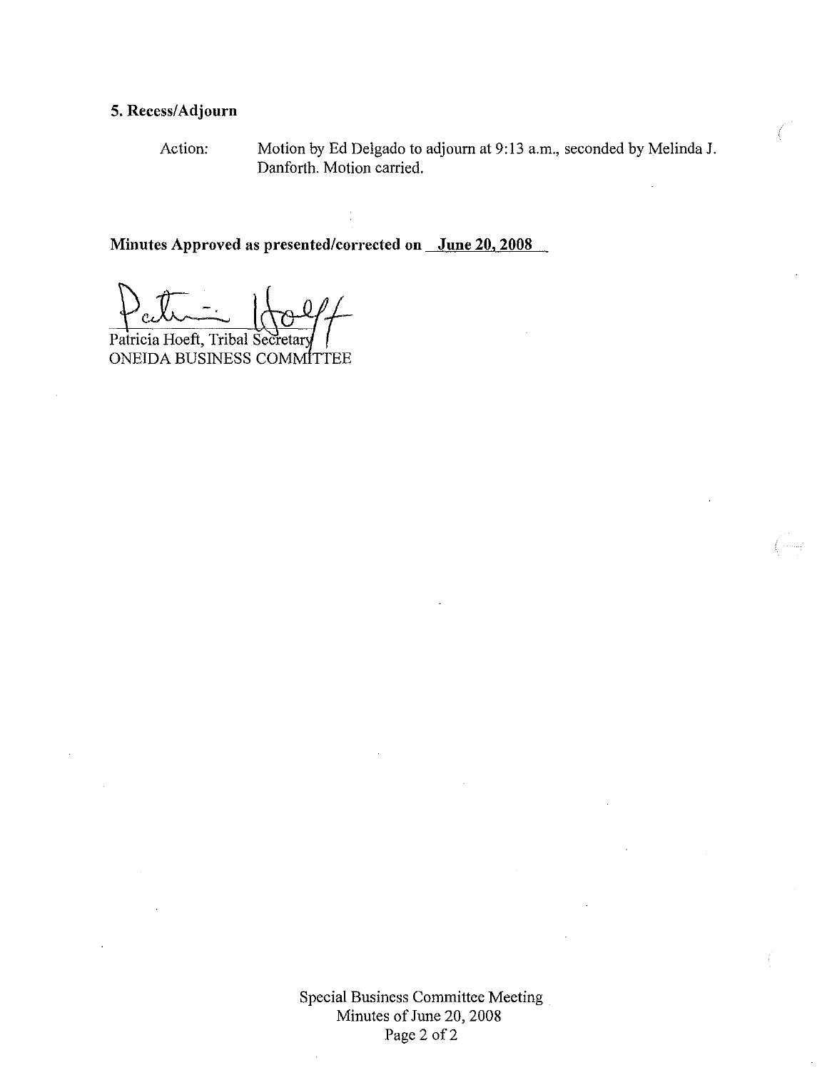### 5. Recess/Adjourn

Action: Motion by Ed Delgado to adjourn at 9:13 a.m., seconded by Melinda J. Danforth. Motion carried.

**Minutes Approved as presented/corrected on June 20, 2008**

Patricia Hoeft, Tribal Secretary
ONEIDA BUSINESS COMMITTEE

Special Business Committee Meeting
Minutes of June 20, 2008